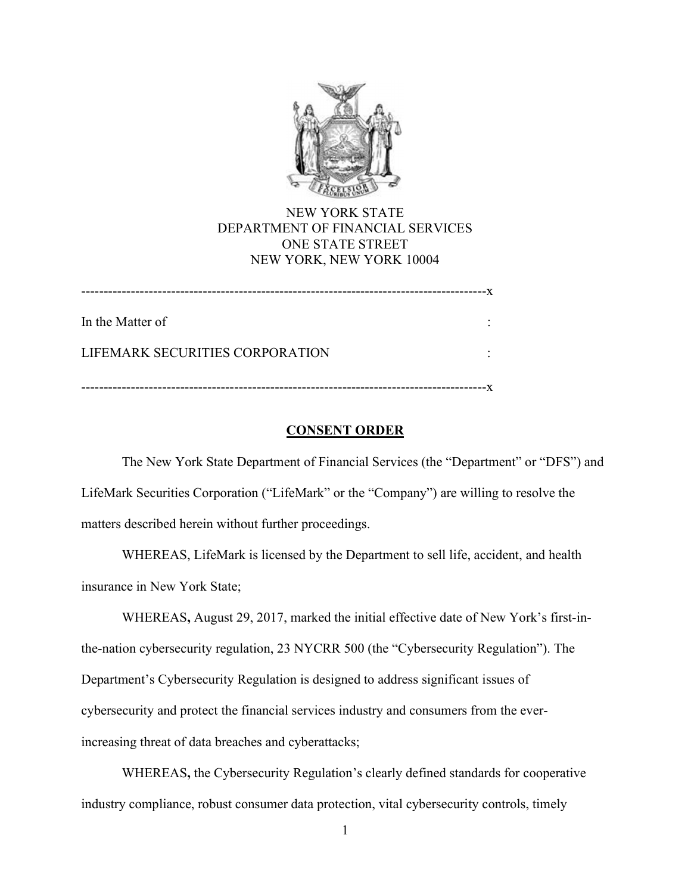NEW YORK STATE
DEPARTMENT OF FINANCIAL SERVICES
ONE STATE STREET
NEW YORK, NEW YORK 10004

---

In the Matter of :

LIFEMARK SECURITIES CORPORATION :

---

## CONSENT ORDER

The New York State Department of Financial Services (the "Department" or "DFS") and LifeMark Securities Corporation ("LifeMark" or the "Company") are willing to resolve the matters described herein without further proceedings.

WHEREAS, LifeMark is licensed by the Department to sell life, accident, and health insurance in New York State;

WHEREAS**,** August 29, 2017, marked the initial effective date of New York's first-in-the-nation cybersecurity regulation, 23 NYCRR 500 (the "Cybersecurity Regulation"). The Department's Cybersecurity Regulation is designed to address significant issues of cybersecurity and protect the financial services industry and consumers from the ever-increasing threat of data breaches and cyberattacks;

WHEREAS**,** the Cybersecurity Regulation's clearly defined standards for cooperative industry compliance, robust consumer data protection, vital cybersecurity controls, timely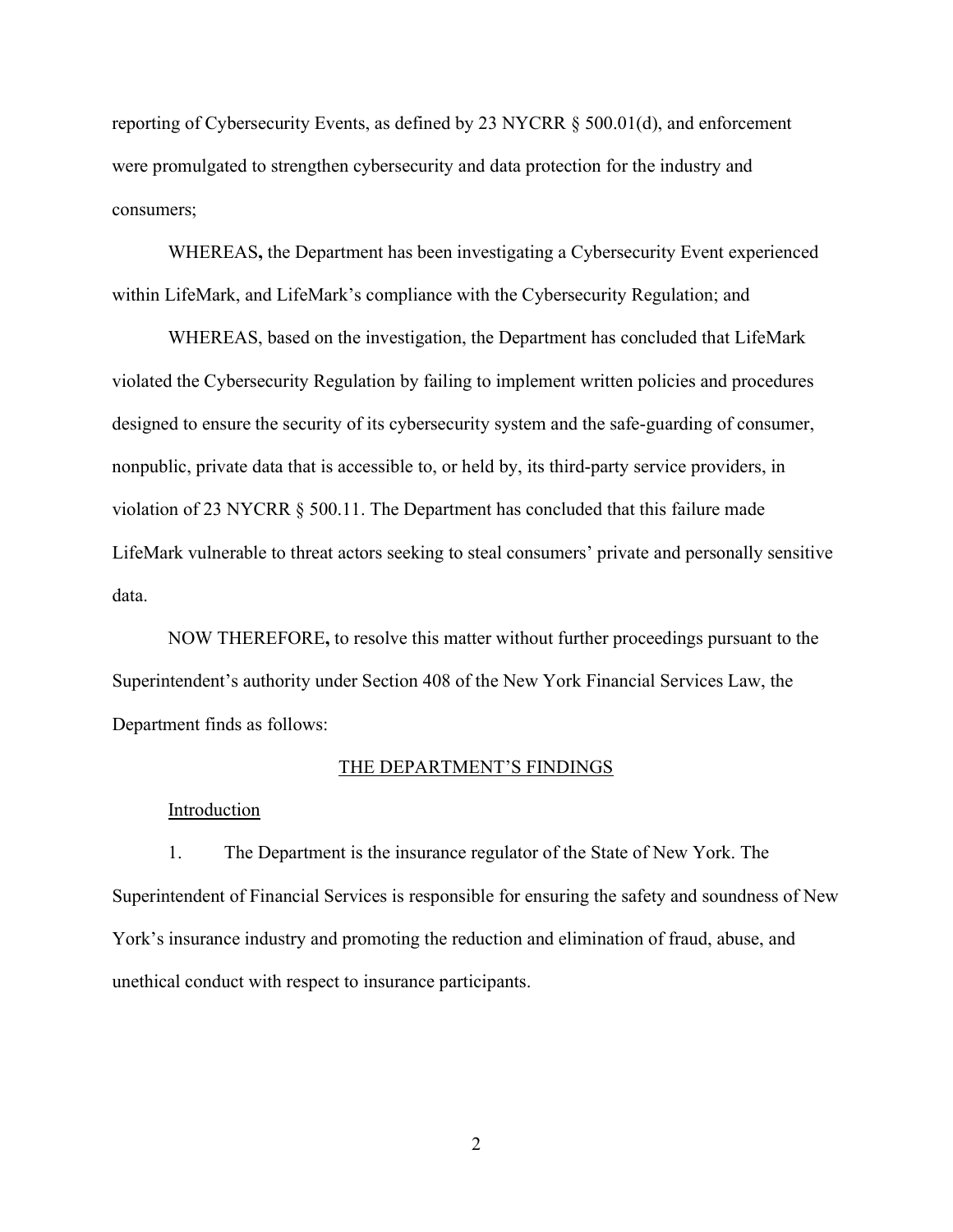reporting of Cybersecurity Events, as defined by 23 NYCRR § 500.01(d), and enforcement were promulgated to strengthen cybersecurity and data protection for the industry and consumers;

WHEREAS**,** the Department has been investigating a Cybersecurity Event experienced within LifeMark, and LifeMark's compliance with the Cybersecurity Regulation; and

WHEREAS, based on the investigation, the Department has concluded that LifeMark violated the Cybersecurity Regulation by failing to implement written policies and procedures designed to ensure the security of its cybersecurity system and the safe-guarding of consumer, nonpublic, private data that is accessible to, or held by, its third-party service providers, in violation of 23 NYCRR § 500.11. The Department has concluded that this failure made LifeMark vulnerable to threat actors seeking to steal consumers' private and personally sensitive data.

NOW THEREFORE**,** to resolve this matter without further proceedings pursuant to the Superintendent's authority under Section 408 of the New York Financial Services Law, the Department finds as follows:

## THE DEPARTMENT'S FINDINGS

### Introduction

1. The Department is the insurance regulator of the State of New York. The Superintendent of Financial Services is responsible for ensuring the safety and soundness of New York's insurance industry and promoting the reduction and elimination of fraud, abuse, and unethical conduct with respect to insurance participants.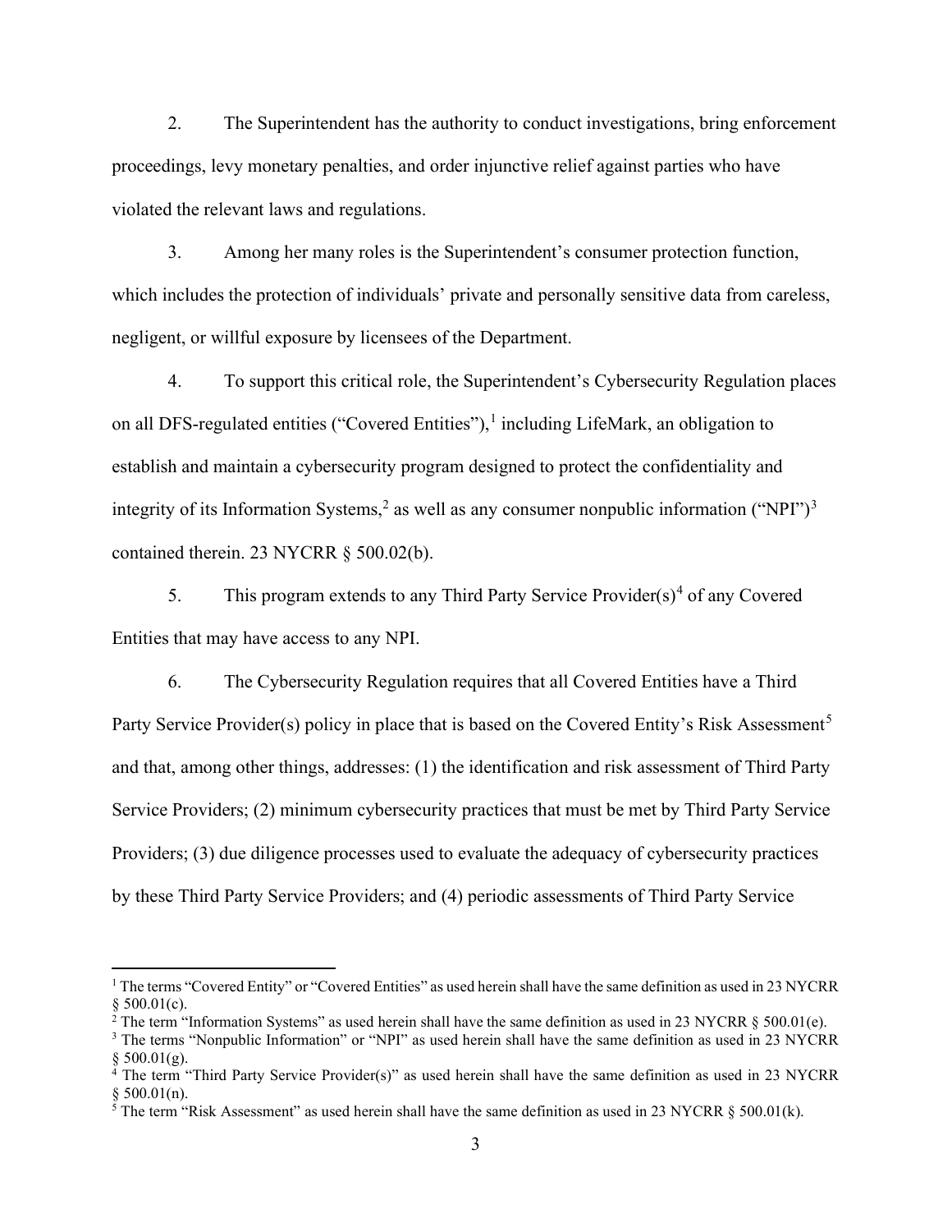2. The Superintendent has the authority to conduct investigations, bring enforcement proceedings, levy monetary penalties, and order injunctive relief against parties who have violated the relevant laws and regulations.

3. Among her many roles is the Superintendent's consumer protection function, which includes the protection of individuals' private and personally sensitive data from careless, negligent, or willful exposure by licensees of the Department.

4. To support this critical role, the Superintendent's Cybersecurity Regulation places on all DFS-regulated entities ("Covered Entities"),[1] including LifeMark, an obligation to establish and maintain a cybersecurity program designed to protect the confidentiality and integrity of its Information Systems,[2] as well as any consumer nonpublic information ("NPI")[3] contained therein. 23 NYCRR § 500.02(b).

5. This program extends to any Third Party Service Provider(s)[4] of any Covered Entities that may have access to any NPI.

6. The Cybersecurity Regulation requires that all Covered Entities have a Third Party Service Provider(s) policy in place that is based on the Covered Entity's Risk Assessment[5] and that, among other things, addresses: (1) the identification and risk assessment of Third Party Service Providers; (2) minimum cybersecurity practices that must be met by Third Party Service Providers; (3) due diligence processes used to evaluate the adequacy of cybersecurity practices by these Third Party Service Providers; and (4) periodic assessments of Third Party Service

---

[1] The terms "Covered Entity" or "Covered Entities" as used herein shall have the same definition as used in 23 NYCRR § 500.01(c).

[2] The term "Information Systems" as used herein shall have the same definition as used in 23 NYCRR § 500.01(e).

[3] The terms "Nonpublic Information" or "NPI" as used herein shall have the same definition as used in 23 NYCRR § 500.01(g).

[4] The term "Third Party Service Provider(s)" as used herein shall have the same definition as used in 23 NYCRR § 500.01(n).

[5] The term "Risk Assessment" as used herein shall have the same definition as used in 23 NYCRR § 500.01(k).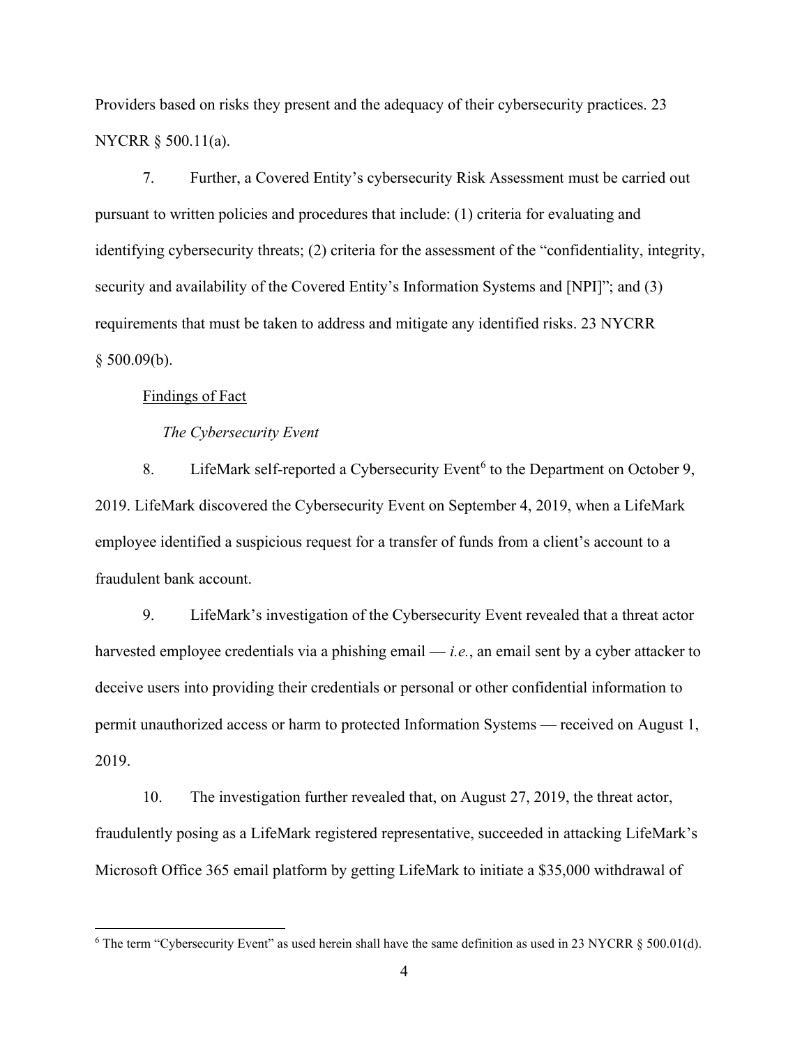Providers based on risks they present and the adequacy of their cybersecurity practices. 23 NYCRR § 500.11(a).

7. Further, a Covered Entity's cybersecurity Risk Assessment must be carried out pursuant to written policies and procedures that include: (1) criteria for evaluating and identifying cybersecurity threats; (2) criteria for the assessment of the "confidentiality, integrity, security and availability of the Covered Entity's Information Systems and [NPI]"; and (3) requirements that must be taken to address and mitigate any identified risks. 23 NYCRR § 500.09(b).

<u>Findings of Fact</u>

*The Cybersecurity Event*

8. LifeMark self-reported a Cybersecurity Event[6] to the Department on October 9, 2019. LifeMark discovered the Cybersecurity Event on September 4, 2019, when a LifeMark employee identified a suspicious request for a transfer of funds from a client's account to a fraudulent bank account.

9. LifeMark's investigation of the Cybersecurity Event revealed that a threat actor harvested employee credentials via a phishing email — *i.e.*, an email sent by a cyber attacker to deceive users into providing their credentials or personal or other confidential information to permit unauthorized access or harm to protected Information Systems — received on August 1, 2019.

10. The investigation further revealed that, on August 27, 2019, the threat actor, fraudulently posing as a LifeMark registered representative, succeeded in attacking LifeMark's Microsoft Office 365 email platform by getting LifeMark to initiate a $35,000 withdrawal of

[6] The term "Cybersecurity Event" as used herein shall have the same definition as used in 23 NYCRR § 500.01(d).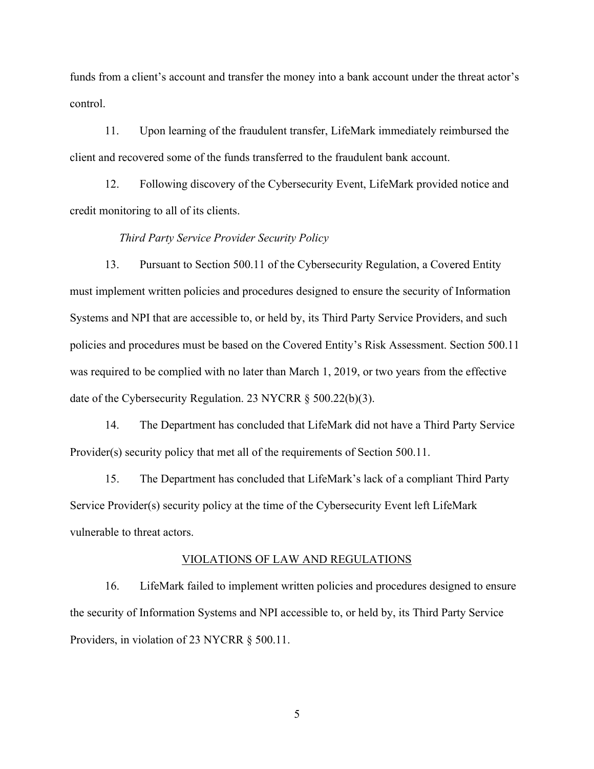funds from a client's account and transfer the money into a bank account under the threat actor's control.

11. Upon learning of the fraudulent transfer, LifeMark immediately reimbursed the client and recovered some of the funds transferred to the fraudulent bank account.

12. Following discovery of the Cybersecurity Event, LifeMark provided notice and credit monitoring to all of its clients.

*Third Party Service Provider Security Policy*

13. Pursuant to Section 500.11 of the Cybersecurity Regulation, a Covered Entity must implement written policies and procedures designed to ensure the security of Information Systems and NPI that are accessible to, or held by, its Third Party Service Providers, and such policies and procedures must be based on the Covered Entity's Risk Assessment. Section 500.11 was required to be complied with no later than March 1, 2019, or two years from the effective date of the Cybersecurity Regulation. 23 NYCRR § 500.22(b)(3).

14. The Department has concluded that LifeMark did not have a Third Party Service Provider(s) security policy that met all of the requirements of Section 500.11.

15. The Department has concluded that LifeMark's lack of a compliant Third Party Service Provider(s) security policy at the time of the Cybersecurity Event left LifeMark vulnerable to threat actors.

## VIOLATIONS OF LAW AND REGULATIONS

16. LifeMark failed to implement written policies and procedures designed to ensure the security of Information Systems and NPI accessible to, or held by, its Third Party Service Providers, in violation of 23 NYCRR § 500.11.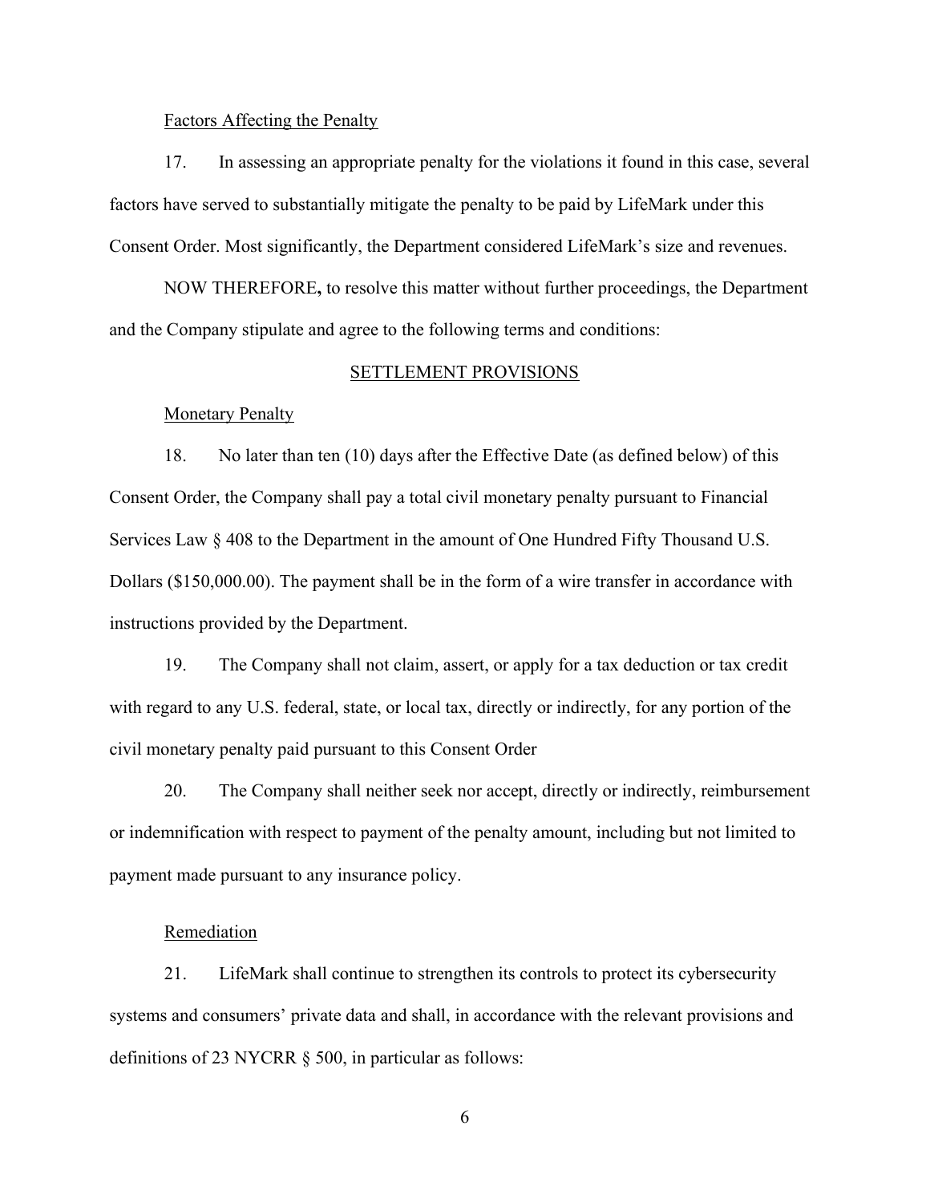<u>Factors Affecting the Penalty</u>

17. In assessing an appropriate penalty for the violations it found in this case, several factors have served to substantially mitigate the penalty to be paid by LifeMark under this Consent Order. Most significantly, the Department considered LifeMark's size and revenues.

NOW THEREFORE**,** to resolve this matter without further proceedings, the Department and the Company stipulate and agree to the following terms and conditions:

## SETTLEMENT PROVISIONS

<u>Monetary Penalty</u>

18. No later than ten (10) days after the Effective Date (as defined below) of this Consent Order, the Company shall pay a total civil monetary penalty pursuant to Financial Services Law § 408 to the Department in the amount of One Hundred Fifty Thousand U.S. Dollars ($150,000.00). The payment shall be in the form of a wire transfer in accordance with instructions provided by the Department.

19. The Company shall not claim, assert, or apply for a tax deduction or tax credit with regard to any U.S. federal, state, or local tax, directly or indirectly, for any portion of the civil monetary penalty paid pursuant to this Consent Order

20. The Company shall neither seek nor accept, directly or indirectly, reimbursement or indemnification with respect to payment of the penalty amount, including but not limited to payment made pursuant to any insurance policy.

<u>Remediation</u>

21. LifeMark shall continue to strengthen its controls to protect its cybersecurity systems and consumers' private data and shall, in accordance with the relevant provisions and definitions of 23 NYCRR § 500, in particular as follows: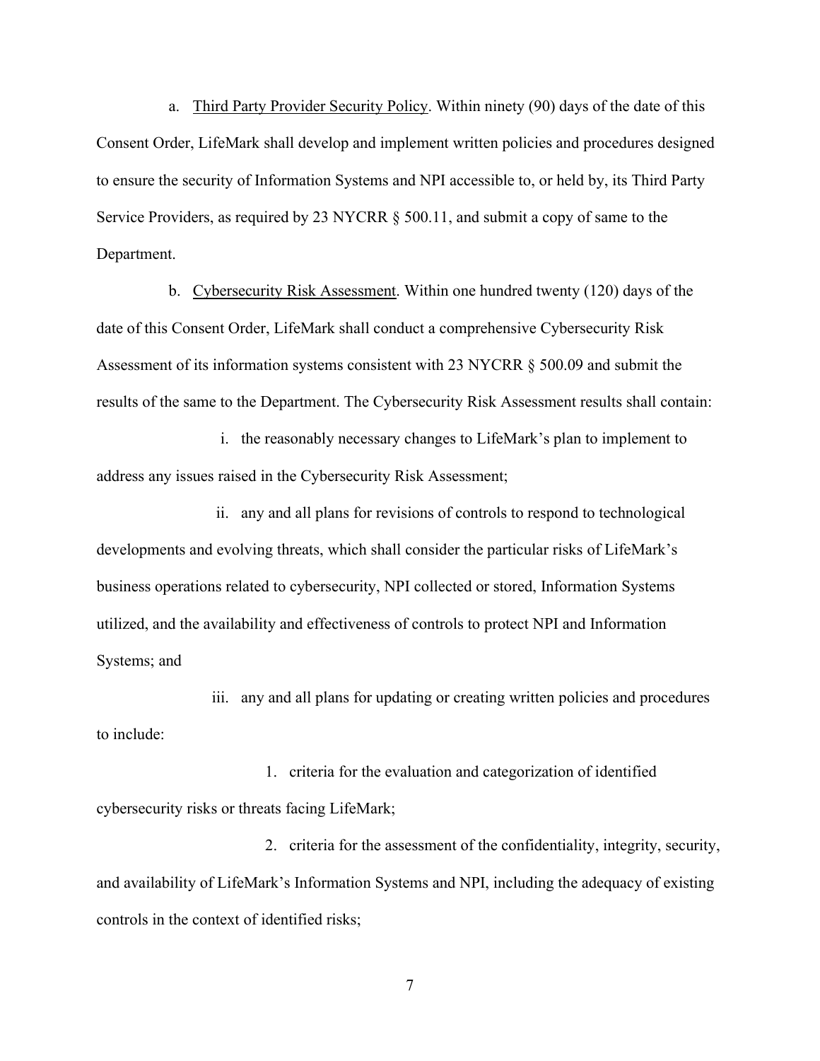a. Third Party Provider Security Policy. Within ninety (90) days of the date of this Consent Order, LifeMark shall develop and implement written policies and procedures designed to ensure the security of Information Systems and NPI accessible to, or held by, its Third Party Service Providers, as required by 23 NYCRR § 500.11, and submit a copy of same to the Department.

b. Cybersecurity Risk Assessment. Within one hundred twenty (120) days of the date of this Consent Order, LifeMark shall conduct a comprehensive Cybersecurity Risk Assessment of its information systems consistent with 23 NYCRR § 500.09 and submit the results of the same to the Department. The Cybersecurity Risk Assessment results shall contain:

i. the reasonably necessary changes to LifeMark's plan to implement to address any issues raised in the Cybersecurity Risk Assessment;

ii. any and all plans for revisions of controls to respond to technological developments and evolving threats, which shall consider the particular risks of LifeMark's business operations related to cybersecurity, NPI collected or stored, Information Systems utilized, and the availability and effectiveness of controls to protect NPI and Information Systems; and

iii. any and all plans for updating or creating written policies and procedures to include:

1. criteria for the evaluation and categorization of identified cybersecurity risks or threats facing LifeMark;

2. criteria for the assessment of the confidentiality, integrity, security, and availability of LifeMark's Information Systems and NPI, including the adequacy of existing controls in the context of identified risks;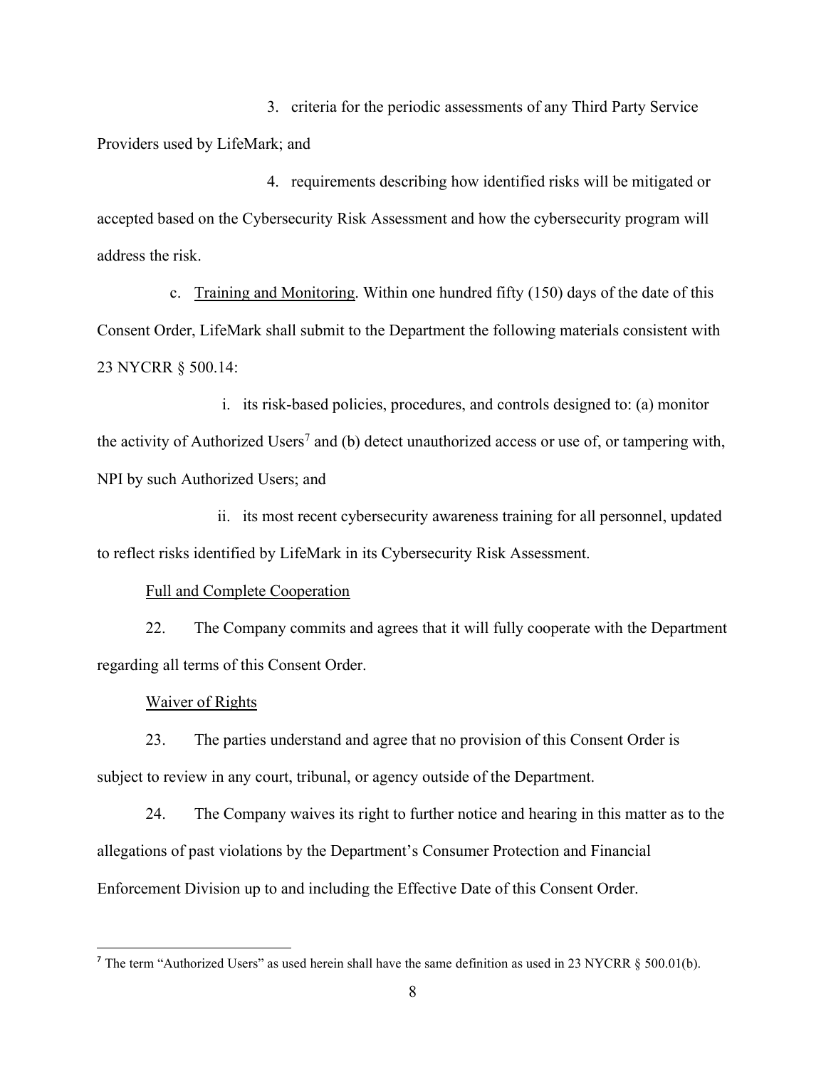3. criteria for the periodic assessments of any Third Party Service Providers used by LifeMark; and

4. requirements describing how identified risks will be mitigated or accepted based on the Cybersecurity Risk Assessment and how the cybersecurity program will address the risk.

c. <u>Training and Monitoring</u>. Within one hundred fifty (150) days of the date of this Consent Order, LifeMark shall submit to the Department the following materials consistent with 23 NYCRR § 500.14:

i. its risk-based policies, procedures, and controls designed to: (a) monitor the activity of Authorized Users[7] and (b) detect unauthorized access or use of, or tampering with, NPI by such Authorized Users; and

ii. its most recent cybersecurity awareness training for all personnel, updated to reflect risks identified by LifeMark in its Cybersecurity Risk Assessment.

<u>Full and Complete Cooperation</u>

22. The Company commits and agrees that it will fully cooperate with the Department regarding all terms of this Consent Order.

<u>Waiver of Rights</u>

23. The parties understand and agree that no provision of this Consent Order is subject to review in any court, tribunal, or agency outside of the Department.

24. The Company waives its right to further notice and hearing in this matter as to the allegations of past violations by the Department's Consumer Protection and Financial Enforcement Division up to and including the Effective Date of this Consent Order.

---

[7] The term "Authorized Users" as used herein shall have the same definition as used in 23 NYCRR § 500.01(b).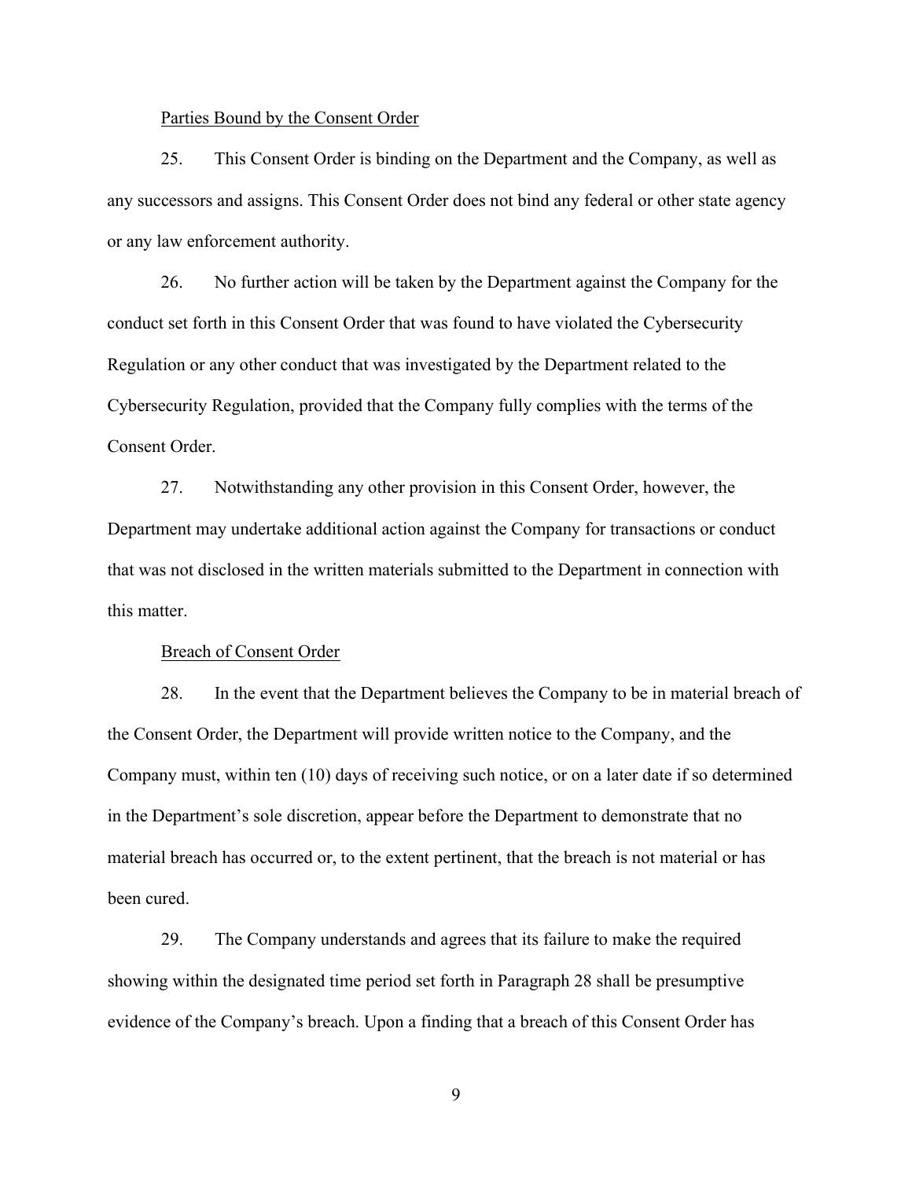Parties Bound by the Consent Order

25. This Consent Order is binding on the Department and the Company, as well as any successors and assigns. This Consent Order does not bind any federal or other state agency or any law enforcement authority.

26. No further action will be taken by the Department against the Company for the conduct set forth in this Consent Order that was found to have violated the Cybersecurity Regulation or any other conduct that was investigated by the Department related to the Cybersecurity Regulation, provided that the Company fully complies with the terms of the Consent Order.

27. Notwithstanding any other provision in this Consent Order, however, the Department may undertake additional action against the Company for transactions or conduct that was not disclosed in the written materials submitted to the Department in connection with this matter.

Breach of Consent Order

28. In the event that the Department believes the Company to be in material breach of the Consent Order, the Department will provide written notice to the Company, and the Company must, within ten (10) days of receiving such notice, or on a later date if so determined in the Department's sole discretion, appear before the Department to demonstrate that no material breach has occurred or, to the extent pertinent, that the breach is not material or has been cured.

29. The Company understands and agrees that its failure to make the required showing within the designated time period set forth in Paragraph 28 shall be presumptive evidence of the Company's breach. Upon a finding that a breach of this Consent Order has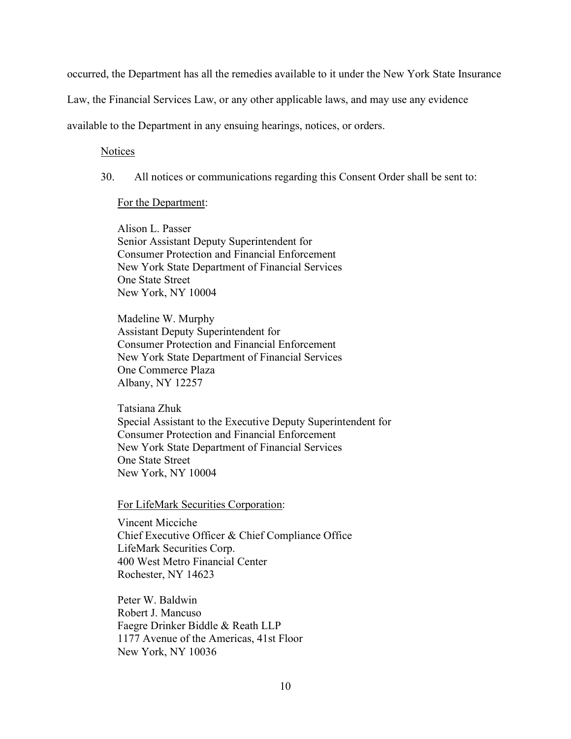occurred, the Department has all the remedies available to it under the New York State Insurance Law, the Financial Services Law, or any other applicable laws, and may use any evidence available to the Department in any ensuing hearings, notices, or orders.

Notices

30. All notices or communications regarding this Consent Order shall be sent to:

For the Department:

Alison L. Passer
Senior Assistant Deputy Superintendent for
Consumer Protection and Financial Enforcement
New York State Department of Financial Services
One State Street
New York, NY 10004

Madeline W. Murphy
Assistant Deputy Superintendent for
Consumer Protection and Financial Enforcement
New York State Department of Financial Services
One Commerce Plaza
Albany, NY 12257

Tatsiana Zhuk
Special Assistant to the Executive Deputy Superintendent for
Consumer Protection and Financial Enforcement
New York State Department of Financial Services
One State Street
New York, NY 10004

For LifeMark Securities Corporation:

Vincent Micciche
Chief Executive Officer & Chief Compliance Office
LifeMark Securities Corp.
400 West Metro Financial Center
Rochester, NY 14623

Peter W. Baldwin
Robert J. Mancuso
Faegre Drinker Biddle & Reath LLP
1177 Avenue of the Americas, 41st Floor
New York, NY 10036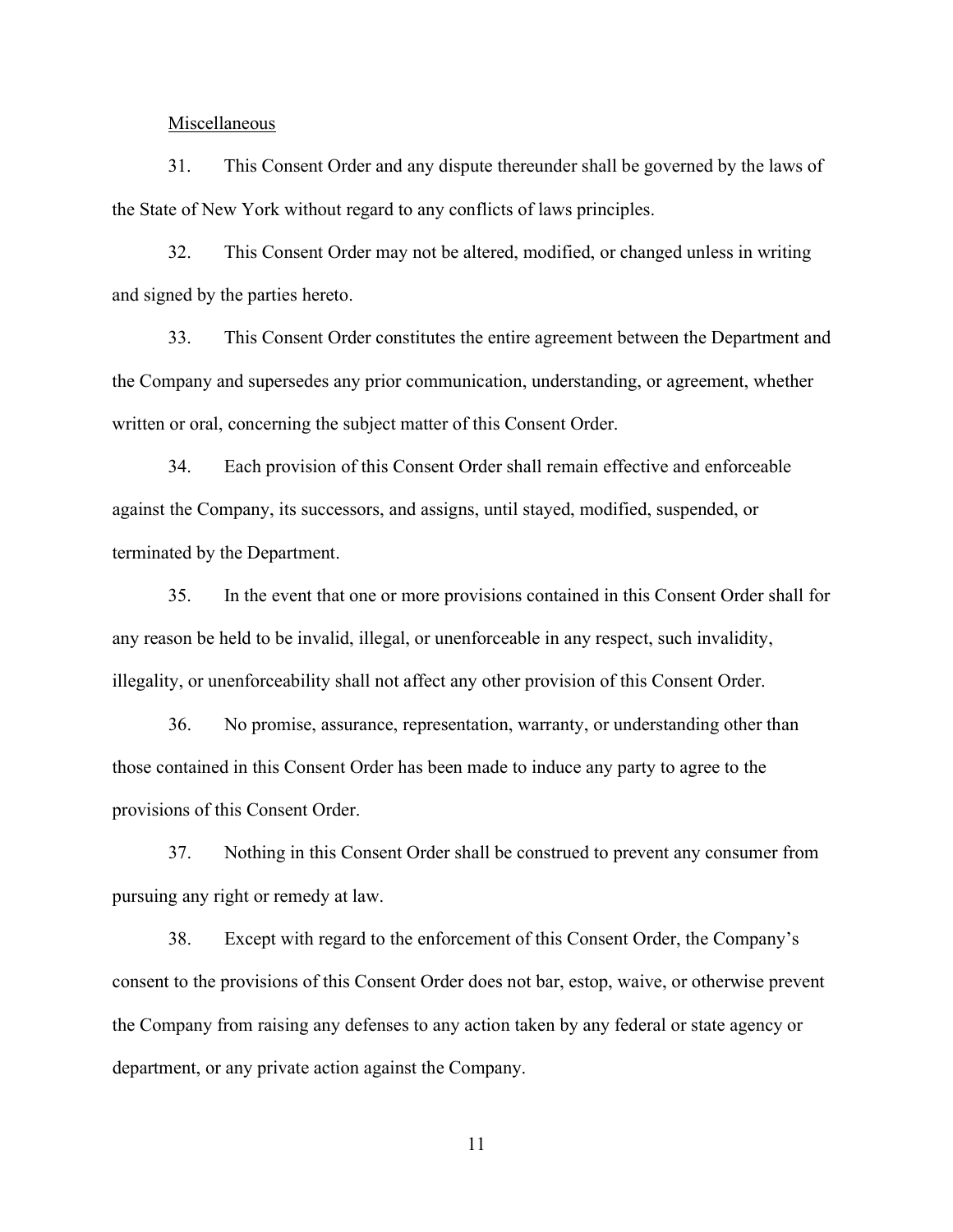<u>Miscellaneous</u>

31. This Consent Order and any dispute thereunder shall be governed by the laws of the State of New York without regard to any conflicts of laws principles.

32. This Consent Order may not be altered, modified, or changed unless in writing and signed by the parties hereto.

33. This Consent Order constitutes the entire agreement between the Department and the Company and supersedes any prior communication, understanding, or agreement, whether written or oral, concerning the subject matter of this Consent Order.

34. Each provision of this Consent Order shall remain effective and enforceable against the Company, its successors, and assigns, until stayed, modified, suspended, or terminated by the Department.

35. In the event that one or more provisions contained in this Consent Order shall for any reason be held to be invalid, illegal, or unenforceable in any respect, such invalidity, illegality, or unenforceability shall not affect any other provision of this Consent Order.

36. No promise, assurance, representation, warranty, or understanding other than those contained in this Consent Order has been made to induce any party to agree to the provisions of this Consent Order.

37. Nothing in this Consent Order shall be construed to prevent any consumer from pursuing any right or remedy at law.

38. Except with regard to the enforcement of this Consent Order, the Company's consent to the provisions of this Consent Order does not bar, estop, waive, or otherwise prevent the Company from raising any defenses to any action taken by any federal or state agency or department, or any private action against the Company.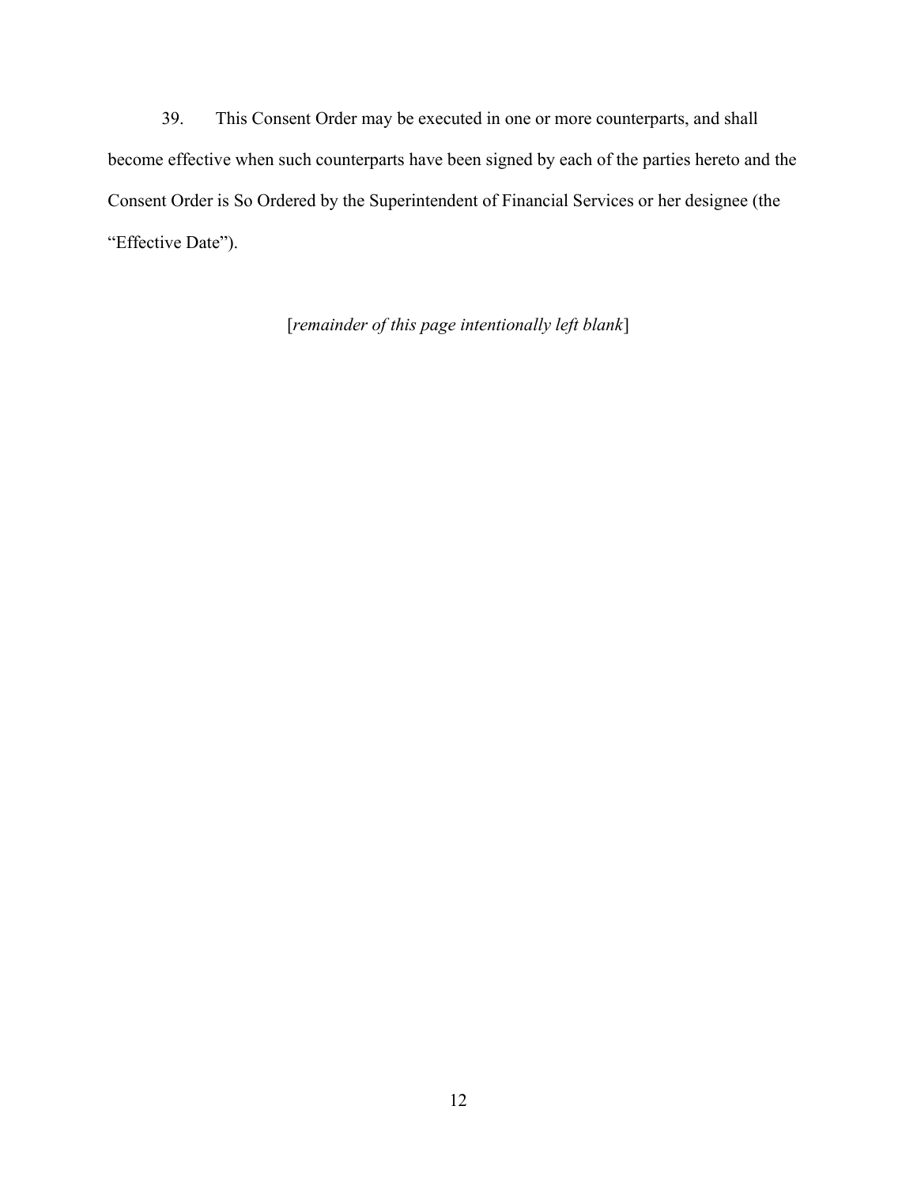39. This Consent Order may be executed in one or more counterparts, and shall become effective when such counterparts have been signed by each of the parties hereto and the Consent Order is So Ordered by the Superintendent of Financial Services or her designee (the "Effective Date").

[*remainder of this page intentionally left blank*]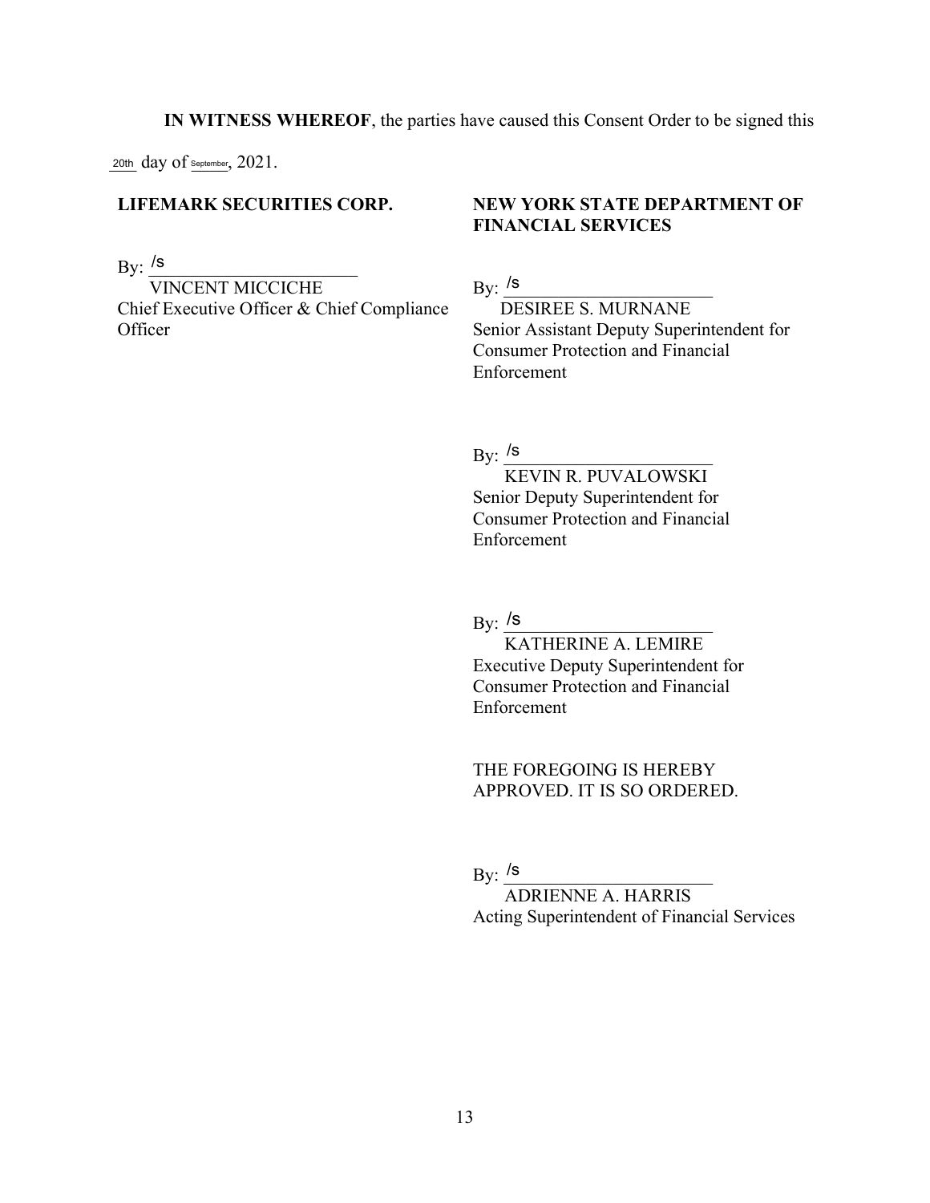**IN WITNESS WHEREOF**, the parties have caused this Consent Order to be signed this 20th day of September, 2021.

**LIFEMARK SECURITIES CORP.**

By: /s
VINCENT MICCICHE
Chief Executive Officer & Chief Compliance Officer

**NEW YORK STATE DEPARTMENT OF FINANCIAL SERVICES**

By: /s
DESIREE S. MURNANE
Senior Assistant Deputy Superintendent for Consumer Protection and Financial Enforcement

By: /s
KEVIN R. PUVALOWSKI
Senior Deputy Superintendent for Consumer Protection and Financial Enforcement

By: /s
KATHERINE A. LEMIRE
Executive Deputy Superintendent for Consumer Protection and Financial Enforcement

THE FOREGOING IS HEREBY APPROVED. IT IS SO ORDERED.

By: /s
ADRIENNE A. HARRIS
Acting Superintendent of Financial Services